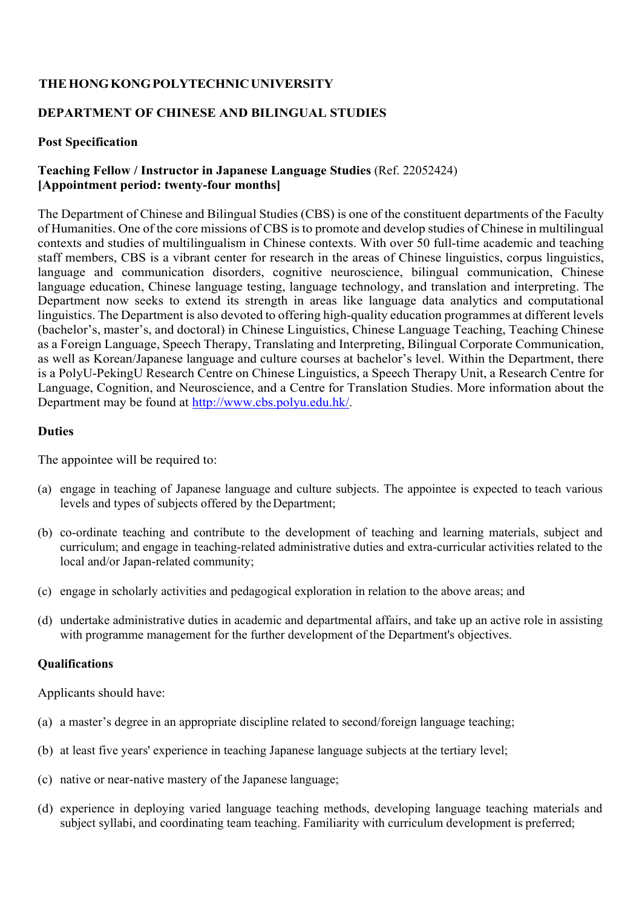**THE HONG KONG POLYTECHNIC UNIVERSITY**

**DEPARTMENT OF CHINESE AND BILINGUAL STUDIES**

**Post Specification**

**Teaching Fellow / Instructor in Japanese Language Studies** (Ref. 22052424)
**[Appointment period: twenty-four months]**

The Department of Chinese and Bilingual Studies (CBS) is one of the constituent departments of the Faculty of Humanities. One of the core missions of CBS is to promote and develop studies of Chinese in multilingual contexts and studies of multilingualism in Chinese contexts. With over 50 full-time academic and teaching staff members, CBS is a vibrant center for research in the areas of Chinese linguistics, corpus linguistics, language and communication disorders, cognitive neuroscience, bilingual communication, Chinese language education, Chinese language testing, language technology, and translation and interpreting. The Department now seeks to extend its strength in areas like language data analytics and computational linguistics. The Department is also devoted to offering high-quality education programmes at different levels (bachelor's, master's, and doctoral) in Chinese Linguistics, Chinese Language Teaching, Teaching Chinese as a Foreign Language, Speech Therapy, Translating and Interpreting, Bilingual Corporate Communication, as well as Korean/Japanese language and culture courses at bachelor's level. Within the Department, there is a PolyU-PekingU Research Centre on Chinese Linguistics, a Speech Therapy Unit, a Research Centre for Language, Cognition, and Neuroscience, and a Centre for Translation Studies. More information about the Department may be found at [http://www.cbs.polyu.edu.hk/](http://www.cbs.polyu.edu.hk/).

**Duties**

The appointee will be required to:

(a) engage in teaching of Japanese language and culture subjects. The appointee is expected to teach various levels and types of subjects offered by the Department;

(b) co-ordinate teaching and contribute to the development of teaching and learning materials, subject and curriculum; and engage in teaching-related administrative duties and extra-curricular activities related to the local and/or Japan-related community;

(c) engage in scholarly activities and pedagogical exploration in relation to the above areas; and

(d) undertake administrative duties in academic and departmental affairs, and take up an active role in assisting with programme management for the further development of the Department's objectives.

**Qualifications**

Applicants should have:

(a) a master's degree in an appropriate discipline related to second/foreign language teaching;

(b) at least five years' experience in teaching Japanese language subjects at the tertiary level;

(c) native or near-native mastery of the Japanese language;

(d) experience in deploying varied language teaching methods, developing language teaching materials and subject syllabi, and coordinating team teaching. Familiarity with curriculum development is preferred;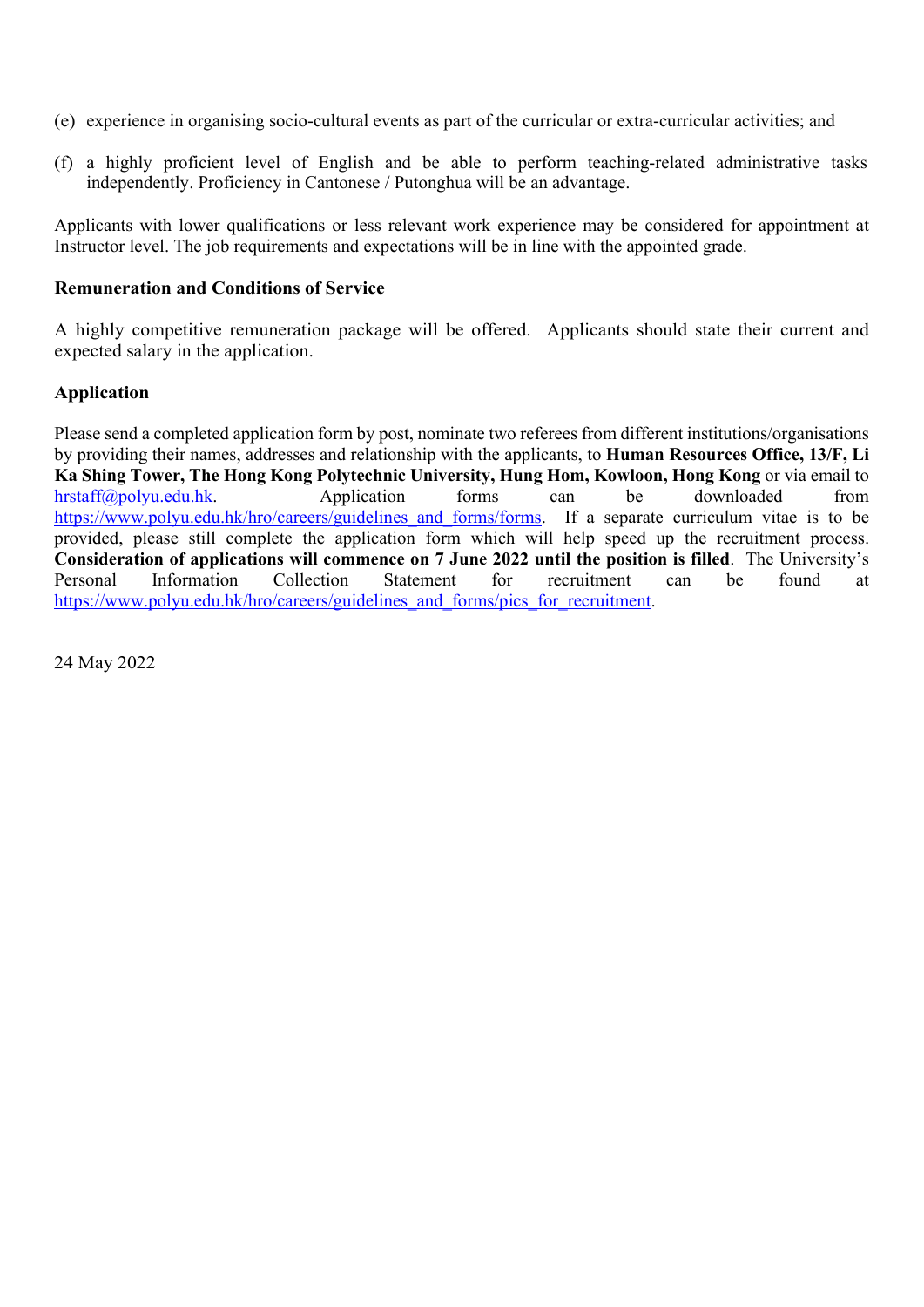(e) experience in organising socio-cultural events as part of the curricular or extra-curricular activities; and

(f) a highly proficient level of English and be able to perform teaching-related administrative tasks independently. Proficiency in Cantonese / Putonghua will be an advantage.

Applicants with lower qualifications or less relevant work experience may be considered for appointment at Instructor level. The job requirements and expectations will be in line with the appointed grade.

**Remuneration and Conditions of Service**

A highly competitive remuneration package will be offered. Applicants should state their current and expected salary in the application.

**Application**

Please send a completed application form by post, nominate two referees from different institutions/organisations by providing their names, addresses and relationship with the applicants, to **Human Resources Office, 13/F, Li Ka Shing Tower, The Hong Kong Polytechnic University, Hung Hom, Kowloon, Hong Kong** or via email to hrstaff@polyu.edu.hk. Application forms can be downloaded from https://www.polyu.edu.hk/hro/careers/guidelines_and_forms/forms. If a separate curriculum vitae is to be provided, please still complete the application form which will help speed up the recruitment process. **Consideration of applications will commence on 7 June 2022 until the position is filled**. The University's Personal Information Collection Statement for recruitment can be found at https://www.polyu.edu.hk/hro/careers/guidelines_and_forms/pics_for_recruitment.

24 May 2022